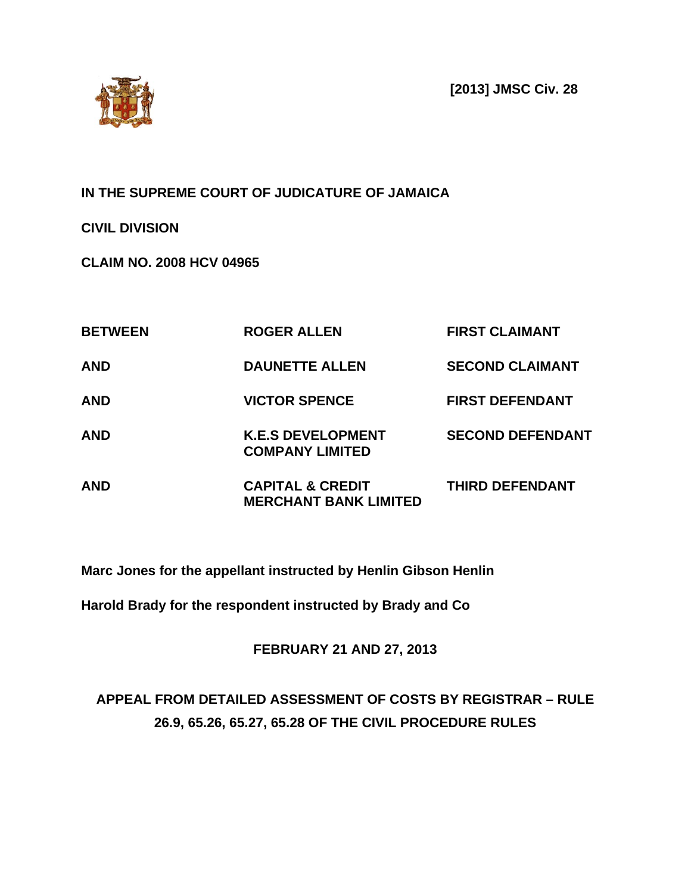**[2013] JMSC Civ. 28**

**IN THE SUPREME COURT OF JUDICATURE OF JAMAICA**

**CIVIL DIVISION**

**CLAIM NO. 2008 HCV 04965**

| | | |
|---|---|---|
| **BETWEEN** | **ROGER ALLEN** | **FIRST CLAIMANT** |
| **AND** | **DAUNETTE ALLEN** | **SECOND CLAIMANT** |
| **AND** | **VICTOR SPENCE** | **FIRST DEFENDANT** |
| **AND** | **K.E.S DEVELOPMENT COMPANY LIMITED** | **SECOND DEFENDANT** |
| **AND** | **CAPITAL & CREDIT MERCHANT BANK LIMITED** | **THIRD DEFENDANT** |

**Marc Jones for the appellant instructed by Henlin Gibson Henlin**

**Harold Brady for the respondent instructed by Brady and Co**

**FEBRUARY 21 AND 27, 2013**

**APPEAL FROM DETAILED ASSESSMENT OF COSTS BY REGISTRAR – RULE 26.9, 65.26, 65.27, 65.28 OF THE CIVIL PROCEDURE RULES**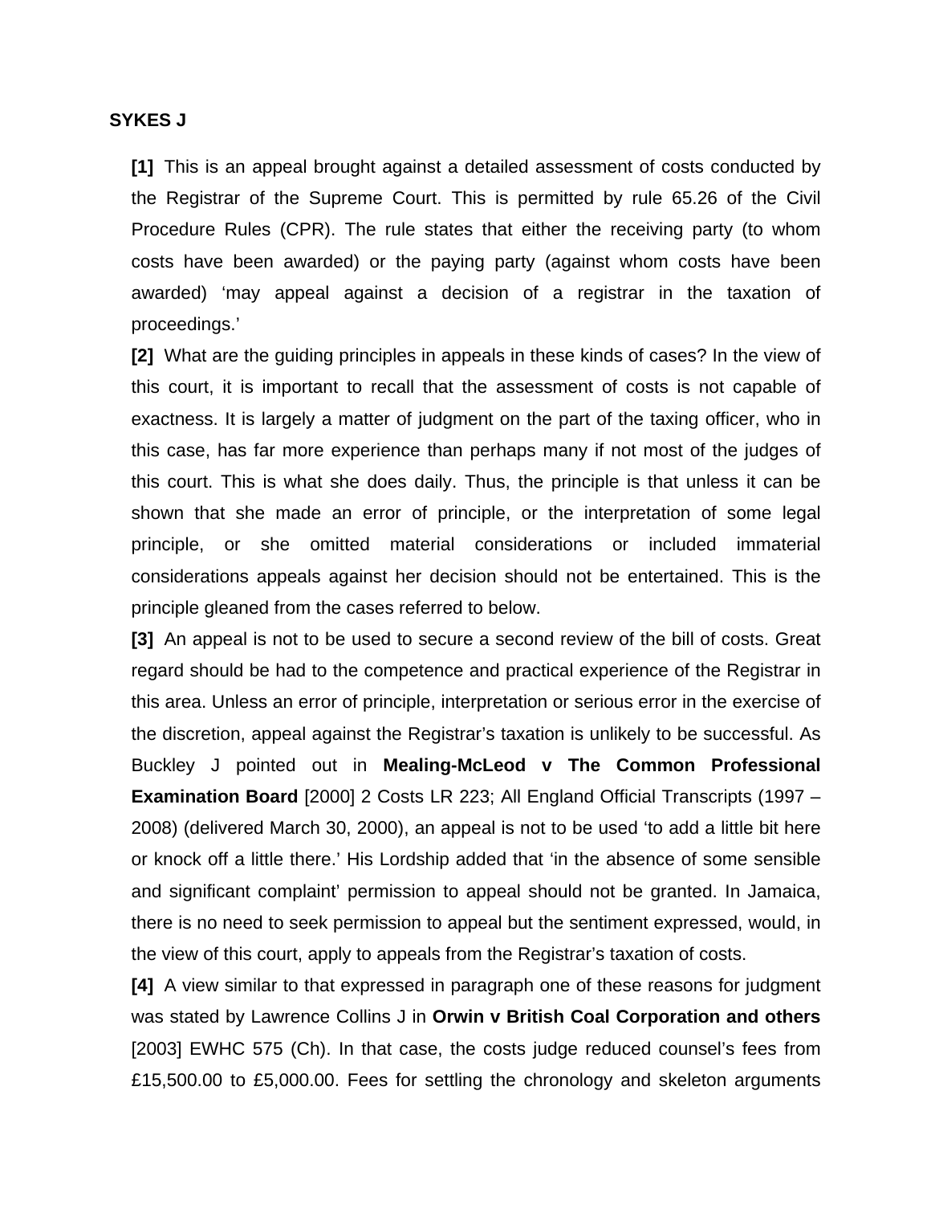**SYKES J**

**[1]** This is an appeal brought against a detailed assessment of costs conducted by the Registrar of the Supreme Court. This is permitted by rule 65.26 of the Civil Procedure Rules (CPR). The rule states that either the receiving party (to whom costs have been awarded) or the paying party (against whom costs have been awarded) 'may appeal against a decision of a registrar in the taxation of proceedings.'

**[2]** What are the guiding principles in appeals in these kinds of cases? In the view of this court, it is important to recall that the assessment of costs is not capable of exactness. It is largely a matter of judgment on the part of the taxing officer, who in this case, has far more experience than perhaps many if not most of the judges of this court. This is what she does daily. Thus, the principle is that unless it can be shown that she made an error of principle, or the interpretation of some legal principle, or she omitted material considerations or included immaterial considerations appeals against her decision should not be entertained. This is the principle gleaned from the cases referred to below.

**[3]** An appeal is not to be used to secure a second review of the bill of costs. Great regard should be had to the competence and practical experience of the Registrar in this area. Unless an error of principle, interpretation or serious error in the exercise of the discretion, appeal against the Registrar's taxation is unlikely to be successful. As Buckley J pointed out in **Mealing-McLeod v The Common Professional Examination Board** [2000] 2 Costs LR 223; All England Official Transcripts (1997 – 2008) (delivered March 30, 2000), an appeal is not to be used 'to add a little bit here or knock off a little there.' His Lordship added that 'in the absence of some sensible and significant complaint' permission to appeal should not be granted. In Jamaica, there is no need to seek permission to appeal but the sentiment expressed, would, in the view of this court, apply to appeals from the Registrar's taxation of costs.

**[4]** A view similar to that expressed in paragraph one of these reasons for judgment was stated by Lawrence Collins J in **Orwin v British Coal Corporation and others** [2003] EWHC 575 (Ch). In that case, the costs judge reduced counsel's fees from £15,500.00 to £5,000.00. Fees for settling the chronology and skeleton arguments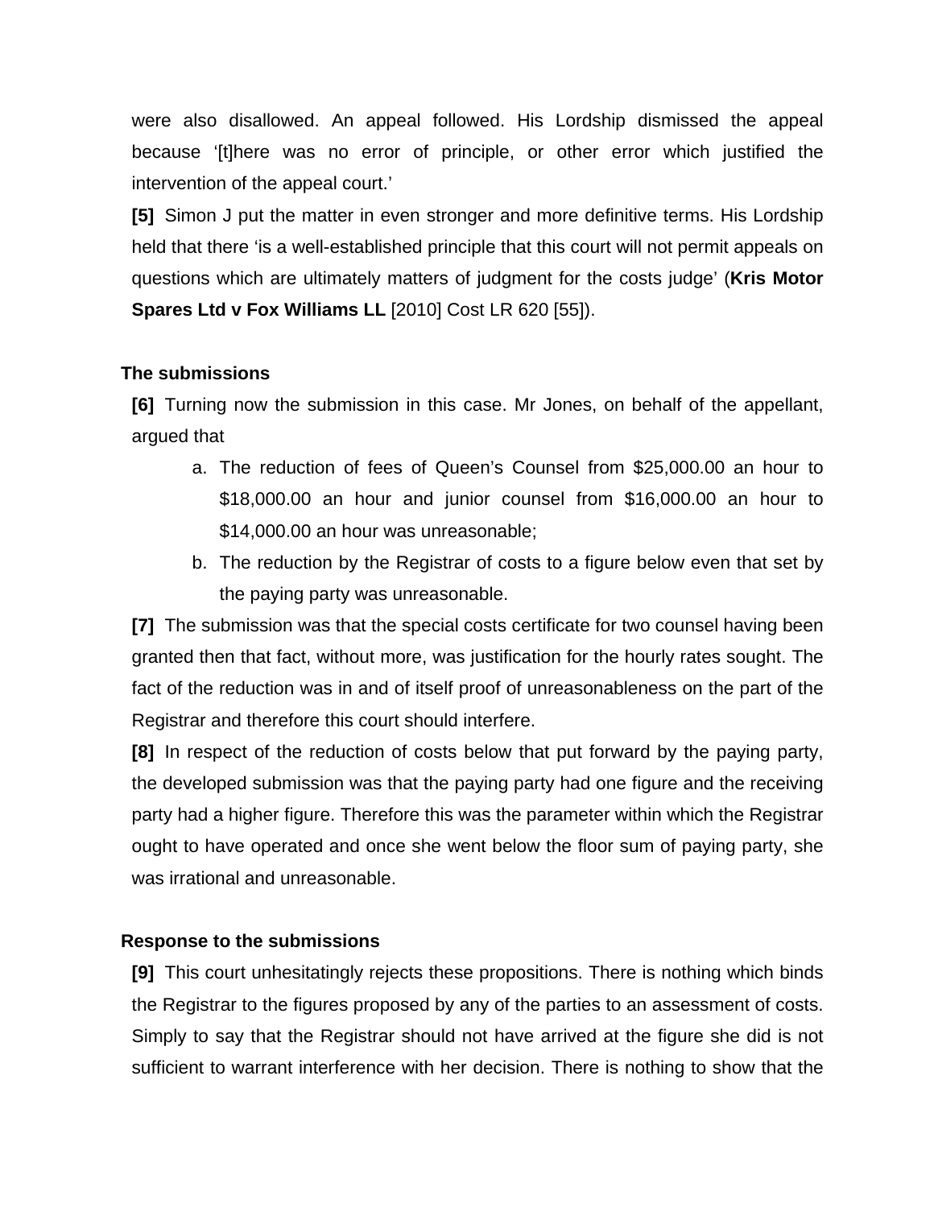were also disallowed. An appeal followed. His Lordship dismissed the appeal because '[t]here was no error of principle, or other error which justified the intervention of the appeal court.'

**[5]** Simon J put the matter in even stronger and more definitive terms. His Lordship held that there 'is a well-established principle that this court will not permit appeals on questions which are ultimately matters of judgment for the costs judge' (**Kris Motor Spares Ltd v Fox Williams LL** [2010] Cost LR 620 [55]).

## The submissions

**[6]** Turning now the submission in this case. Mr Jones, on behalf of the appellant, argued that

a. The reduction of fees of Queen's Counsel from $25,000.00 an hour to $18,000.00 an hour and junior counsel from $16,000.00 an hour to $14,000.00 an hour was unreasonable;

b. The reduction by the Registrar of costs to a figure below even that set by the paying party was unreasonable.

**[7]** The submission was that the special costs certificate for two counsel having been granted then that fact, without more, was justification for the hourly rates sought. The fact of the reduction was in and of itself proof of unreasonableness on the part of the Registrar and therefore this court should interfere.

**[8]** In respect of the reduction of costs below that put forward by the paying party, the developed submission was that the paying party had one figure and the receiving party had a higher figure. Therefore this was the parameter within which the Registrar ought to have operated and once she went below the floor sum of paying party, she was irrational and unreasonable.

## Response to the submissions

**[9]** This court unhesitatingly rejects these propositions. There is nothing which binds the Registrar to the figures proposed by any of the parties to an assessment of costs. Simply to say that the Registrar should not have arrived at the figure she did is not sufficient to warrant interference with her decision. There is nothing to show that the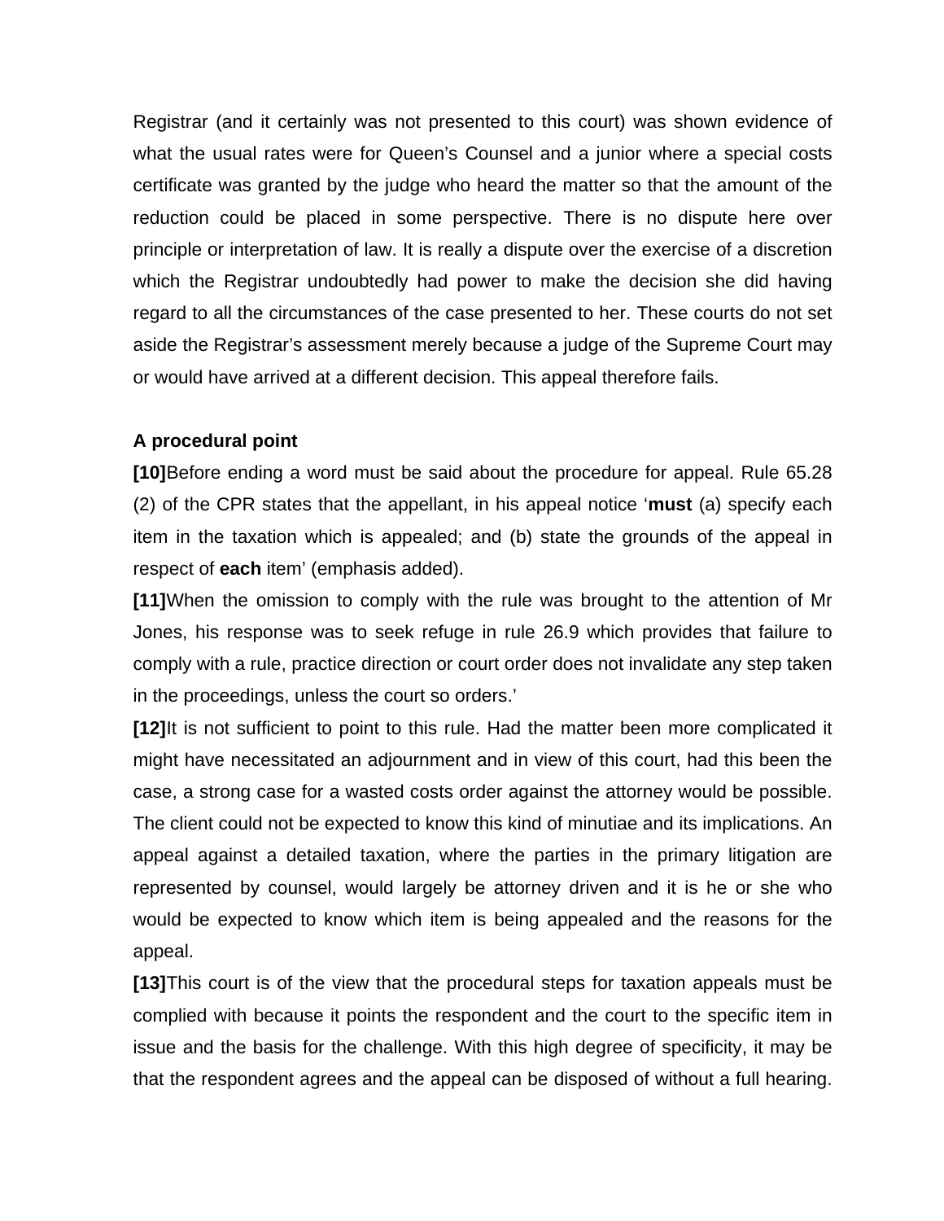Registrar (and it certainly was not presented to this court) was shown evidence of what the usual rates were for Queen's Counsel and a junior where a special costs certificate was granted by the judge who heard the matter so that the amount of the reduction could be placed in some perspective. There is no dispute here over principle or interpretation of law. It is really a dispute over the exercise of a discretion which the Registrar undoubtedly had power to make the decision she did having regard to all the circumstances of the case presented to her. These courts do not set aside the Registrar's assessment merely because a judge of the Supreme Court may or would have arrived at a different decision. This appeal therefore fails.

**A procedural point**

**[10]**Before ending a word must be said about the procedure for appeal. Rule 65.28 (2) of the CPR states that the appellant, in his appeal notice '**must** (a) specify each item in the taxation which is appealed; and (b) state the grounds of the appeal in respect of **each** item' (emphasis added).

**[11]**When the omission to comply with the rule was brought to the attention of Mr Jones, his response was to seek refuge in rule 26.9 which provides that failure to comply with a rule, practice direction or court order does not invalidate any step taken in the proceedings, unless the court so orders.'

**[12]**It is not sufficient to point to this rule. Had the matter been more complicated it might have necessitated an adjournment and in view of this court, had this been the case, a strong case for a wasted costs order against the attorney would be possible. The client could not be expected to know this kind of minutiae and its implications. An appeal against a detailed taxation, where the parties in the primary litigation are represented by counsel, would largely be attorney driven and it is he or she who would be expected to know which item is being appealed and the reasons for the appeal.

**[13]**This court is of the view that the procedural steps for taxation appeals must be complied with because it points the respondent and the court to the specific item in issue and the basis for the challenge. With this high degree of specificity, it may be that the respondent agrees and the appeal can be disposed of without a full hearing.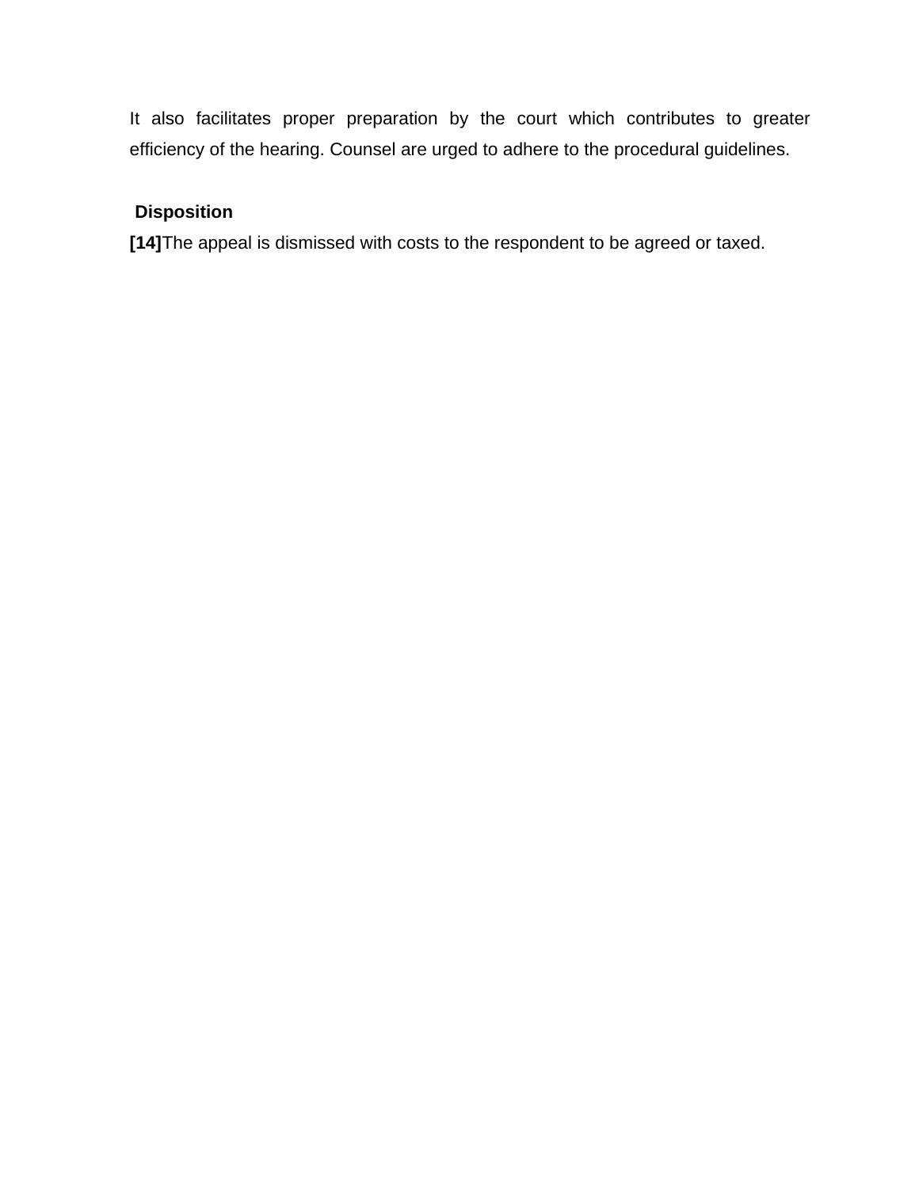It also facilitates proper preparation by the court which contributes to greater efficiency of the hearing. Counsel are urged to adhere to the procedural guidelines.

**Disposition**

**[14]**The appeal is dismissed with costs to the respondent to be agreed or taxed.